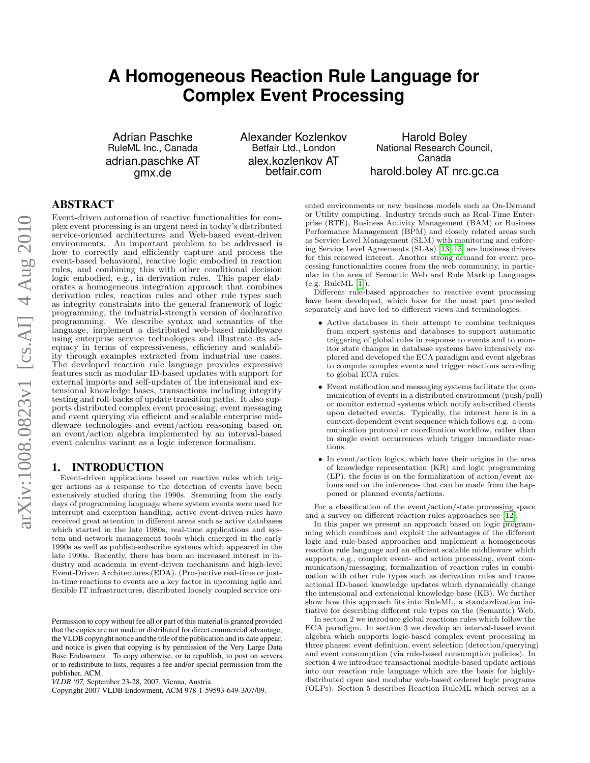# A Homogeneous Reaction Rule Language for Complex Event Processing

Adrian Paschke
RuleML Inc., Canada
adrian.paschke AT gmx.de

Alexander Kozlenkov
Betfair Ltd., London
alex.kozlenkov AT betfair.com

Harold Boley
National Research Council, Canada
harold.boley AT nrc.gc.ca

## ABSTRACT

Event-driven automation of reactive functionalities for complex event processing is an urgent need in today's distributed service-oriented architectures and Web-based event-driven environments. An important problem to be addressed is how to correctly and efficiently capture and process the event-based behavioral, reactive logic embodied in reaction rules, and combining this with other conditional decision logic embodied, e.g., in derivation rules. This paper elaborates a homogeneous integration approach that combines derivation rules, reaction rules and other rule types such as integrity constraints into the general framework of logic programming, the industrial-strength version of declarative programming. We describe syntax and semantics of the language, implement a distributed web-based middleware using enterprise service technologies and illustrate its adequacy in terms of expressiveness, efficiency and scalability through examples extracted from industrial use cases. The developed reaction rule language provides expressive features such as modular ID-based updates with support for external imports and self-updates of the intensional and extensional knowledge bases, transactions including integrity testing and roll-backs of update transition paths. It also supports distributed complex event processing, event messaging and event querying via efficient and scalable enterprise middleware technologies and event/action reasoning based on an event/action algebra implemented by an interval-based event calculus variant as a logic inference formalism.

## 1. INTRODUCTION

Event-driven applications based on reactive rules which trigger actions as a response to the detection of events have been extensively studied during the 1990s. Stemming from the early days of programming language where system events were used for interrupt and exception handling, active event-driven rules have received great attention in different areas such as active databases which started in the late 1980s, real-time applications and system and network management tools which emerged in the early 1990s as well as publish-subscribe systems which appeared in the late 1990s. Recently, there has been an increased interest in industry and academia in event-driven mechanisms and high-level Event-Driven Architectures (EDA). (Pro-)active real-time or just-in-time reactions to events are a key factor in upcoming agile and flexible IT infrastructures, distributed loosely coupled service oriented environments or new business models such as On-Demand or Utility computing. Industry trends such as Real-Time Enterprise (RTE), Business Activity Management (BAM) or Business Performance Management (BPM) and closely related areas such as Service Level Management (SLM) with monitoring and enforcing Service Level Agreements (SLAs) [13, 15] are business drivers for this renewed interest. Another strong demand for event processing functionalities comes from the web community, in particular in the area of Semantic Web and Rule Markup Languages (e.g. RuleML [1]).

Different rule-based approaches to reactive event processing have been developed, which have for the most part proceeded separately and have led to different views and terminologies:

- Active databases in their attempt to combine techniques from expert systems and databases to support automatic triggering of global rules in response to events and to monitor state changes in database systems have intensively explored and developed the ECA paradigm and event algebras to compute complex events and trigger reactions according to global ECA rules.
- Event notification and messaging systems facilitate the communication of events in a distributed environment (push/pull) or monitor external systems which notify subscribed clients upon detected events. Typically, the interest here is in a context-dependent event sequence which follows e.g. a communication protocol or coordination workflow, rather than in single event occurrences which trigger immediate reactions.
- In event/action logics, which have their origins in the area of knowledge representation (KR) and logic programming (LP), the focus is on the formalization of action/event axioms and on the inferences that can be made from the happened or planned events/actions.

For a classification of the event/action/state processing space and a survey on different reaction rules approaches see [12].

In this paper we present an approach based on logic programming which combines and exploit the advantages of the different logic and rule-based approaches and implement a homogeneous reaction rule language and an efficient scalable middleware which supports, e.g., complex event- and action processing, event communication/messaging, formalization of reaction rules in combination with other rule types such as derivation rules and transactional ID-based knowledge updates which dynamically change the intensional and extensional knowledge base (KB). We further show how this approach fits into RuleML, a standardization initiative for describing different rule types on the (Semantic) Web.

In section 2 we introduce global reactions rules which follow the ECA paradigm. In section 3 we develop an interval-based event algebra which supports logic-based complex event processing in three phases: event definition, event selection (detection/querying) and event consumption (via rule-based consumption policies). In section 4 we introduce transactional module-based update actions into our reaction rule language which are the basis for highly-distributed open and modular web-based ordered logic programs (OLPs). Section 5 describes Reaction RuleML which serves as a

Permission to copy without fee all or part of this material is granted provided that the copies are not made or distributed for direct commercial advantage, the VLDB copyright notice and the title of the publication and its date appear, and notice is given that copying is by permission of the Very Large Data Base Endowment. To copy otherwise, or to republish, to post on servers or to redistribute to lists, requires a fee and/or special permission from the publisher, ACM.

*VLDB '07*, September 23-28, 2007, Vienna, Austria.
Copyright 2007 VLDB Endowment, ACM 978-1-59593-649-3/07/09.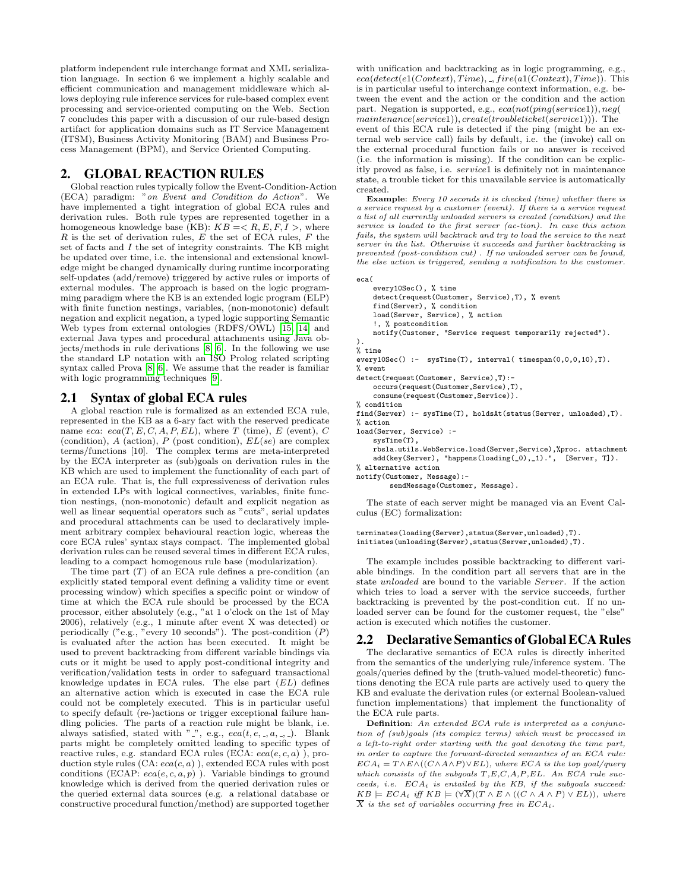platform independent rule interchange format and XML serialization language. In section 6 we implement a highly scalable and efficient communication and management middleware which allows deploying rule inference services for rule-based complex event processing and service-oriented computing on the Web. Section 7 concludes this paper with a discussion of our rule-based design artifact for application domains such as IT Service Management (ITSM), Business Activity Monitoring (BAM) and Business Process Management (BPM), and Service Oriented Computing.

## 2. GLOBAL REACTION RULES

Global reaction rules typically follow the Event-Condition-Action (ECA) paradigm: "*on Event and Condition do Action*". We have implemented a tight integration of global ECA rules and derivation rules. Both rule types are represented together in a homogeneous knowledge base (KB): $KB = < R, E, F, I >$, where $R$ is the set of derivation rules, $E$ the set of ECA rules, $F$ the set of facts and $I$ the set of integrity constraints. The KB might be updated over time, i.e. the intensional and extensional knowledge might be changed dynamically during runtime incorporating self-updates (add/remove) triggered by active rules or imports of external modules. The approach is based on the logic programming paradigm where the KB is an extended logic program (ELP) with finite function nestings, variables, (non-monotonic) default negation and explicit negation, a typed logic supporting Semantic Web types from external ontologies (RDFS/OWL) [15, 14] and external Java types and procedural attachments using Java objects/methods in rule derivations [8, 6]. In the following we use the standard LP notation with an ISO Prolog related scripting syntax called Prova [8, 6]. We assume that the reader is familiar with logic programming techniques [9].

### 2.1 Syntax of global ECA rules

A global reaction rule is formalized as an extended ECA rule, represented in the KB as a 6-ary fact with the reserved predicate name *eca*: $eca(T, E, C, A, P, EL)$, where $T$ (time), $E$ (event), $C$ (condition), $A$ (action), $P$ (post condition), $EL(se)$ are complex terms/functions [10]. The complex terms are meta-interpreted by the ECA interpreter as (sub)goals on derivation rules in the KB which are used to implement the functionality of each part of an ECA rule. That is, the full expressiveness of derivation rules in extended LPs with logical connectives, variables, finite function nestings, (non-monotonic) default and explicit negation as well as linear sequential operators such as "cuts", serial updates and procedural attachments can be used to declaratively implement arbitrary complex behavioural reaction logic, whereas the core ECA rules' syntax stays compact. The implemented global derivation rules can be reused several times in different ECA rules, leading to a compact homogenous rule base (modularization).

The time part ($T$) of an ECA rule defines a pre-condition (an explicitly stated temporal event defining a validity time or event processing window) which specifies a specific point or window of time at which the ECA rule should be processed by the ECA processor, either absolutely (e.g., "at 1 o'clock on the 1st of May 2006), relatively (e.g., 1 minute after event X was detected) or periodically ("e.g., "every 10 seconds"). The post-condition ($P$) is evaluated after the action has been executed. It might be used to prevent backtracking from different variable bindings via cuts or it might be used to apply post-conditional integrity and verification/validation tests in order to safeguard transactional knowledge updates in ECA rules. The else part ($EL$) defines an alternative action which is executed in case the ECA rule could not be completely executed. This is in particular useful to specify default (re-)actions or trigger exceptional failure handling policies. The parts of a reaction rule might be blank, i.e. always satisfied, stated with "_", e.g., $eca(t, e, \_, a, \_, \_)$. Blank parts might be completely omitted leading to specific types of reactive rules, e.g. standard ECA rules (ECA: $eca(e, c, a)$ ), production style rules (CA: $eca(c, a)$ ), extended ECA rules with post conditions (ECAP: $eca(e, c, a, p)$ ). Variable bindings to ground knowledge which is derived from the queried derivation rules or the queried external data sources (e.g. a relational database or constructive procedural function/method) are supported together with unification and backtracking as in logic programming, e.g., $eca(detect(e1(Context), Time), \_, fire(a1(Context), Time))$. This is in particular useful to interchange context information, e.g. between the event and the action or the condition and the action part. Negation is supported, e.g., $eca(not(ping(service1)), neg(maintenance(service1)), create(troubleticket(service1)))$. The event of this ECA rule is detected if the ping (might be an external web service call) fails by default, i.e. the (invoke) call on the external procedural function fails or no answer is received (i.e. the information is missing). If the condition can be explicitly proved as false, i.e. *service*1 is definitely not in maintenance state, a trouble ticket for this unavailable service is automatically created.

**Example**: *Every 10 seconds it is checked (time) whether there is a service request by a customer (event). If there is a service request a list of all currently unloaded servers is created (condition) and the service is loaded to the first server (ac-tion). In case this action fails, the system will backtrack and try to load the service to the next server in the list. Otherwise it succeeds and further backtracking is prevented (post-condition cut) . If no unloaded server can be found, the else action is triggered, sending a notification to the customer.*

```
eca(
    every10Sec(), % time
    detect(request(Customer, Service),T), % event
    find(Server), % condition
    load(Server, Service), % action
    !, % postcondition
    notify(Customer, "Service request temporarily rejected").
).
% time
every10Sec() :-  sysTime(T), interval( timespan(0,0,0,10),T).
% event
detect(request(Customer, Service),T):-
    occurs(request(Customer,Service),T),
    consume(request(Customer,Service)).
% condition
find(Server) :- sysTime(T), holdsAt(status(Server, unloaded),T).
% action
load(Server, Service) :-
    sysTime(T),
    rbsla.utils.WebService.load(Server,Service),%proc. attachment
    add(key(Server), "happens(loading(_0),_1).",  [Server, T]).
% alternative action
notify(Customer, Message):-
        sendMessage(Customer, Message).
```

The state of each server might be managed via an Event Calculus (EC) formalization:

```
terminates(loading(Server),status(Server,unloaded),T).
initiates(unloading(Server),status(Server,unloaded),T).
```

The example includes possible backtracking to different variable bindings. In the condition part all servers that are in the state *unloaded* are bound to the variable *Server*. If the action which tries to load a server with the service succeeds, further backtracking is prevented by the post-condition cut. If no unloaded server can be found for the customer request, the "else" action is executed which notifies the customer.

### 2.2 Declarative Semantics of Global ECA Rules

The declarative semantics of ECA rules is directly inherited from the semantics of the underlying rule/inference system. The goals/queries defined by the (truth-valued model-theoretic) functions denoting the ECA rule parts are actively used to query the KB and evaluate the derivation rules (or external Boolean-valued function implementations) that implement the functionality of the ECA rule parts.

**Definition**: *An extended ECA rule is interpreted as a conjunction of (sub)goals (its complex terms) which must be processed in a left-to-right order starting with the goal denoting the time part, in order to capture the forward-directed semantics of an ECA rule:* $ECA_i = T \wedge E \wedge ((C \wedge A \wedge P) \vee EL)$, *where* $ECA$ *is the top goal/query which consists of the subgoals* $T,E,C,A,P,EL$. *An ECA rule succeeds, i.e.* $ECA_i$ *is entailed by the KB, if the subgoals succeed:* $KB \models ECA_i$ *iff* $KB \models (\forall \overline{X})(T \wedge E \wedge ((C \wedge A \wedge P) \vee EL))$, *where* $\overline{X}$ *is the set of variables occurring free in* $ECA_i$.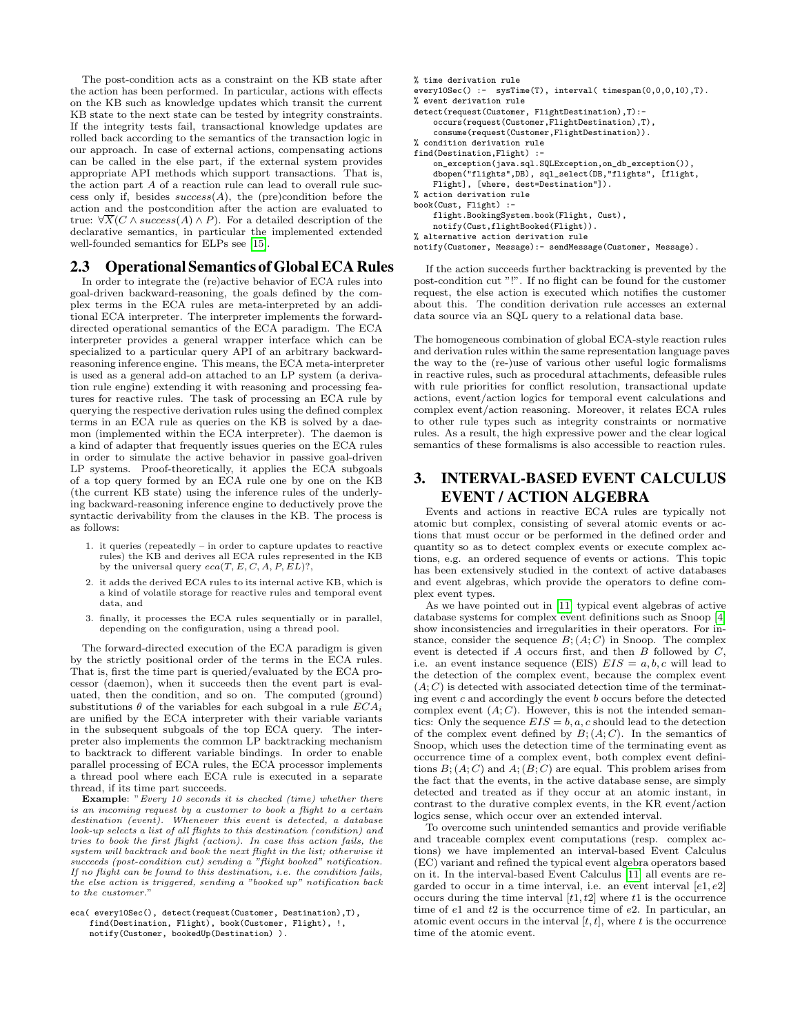The post-condition acts as a constraint on the KB state after the action has been performed. In particular, actions with effects on the KB such as knowledge updates which transit the current KB state to the next state can be tested by integrity constraints. If the integrity tests fail, transactional knowledge updates are rolled back according to the semantics of the transaction logic in our approach. In case of external actions, compensating actions can be called in the else part, if the external system provides appropriate API methods which support transactions. That is, the action part $A$ of a reaction rule can lead to overall rule success only if, besides $success(A)$, the (pre)condition before the action and the postcondition after the action are evaluated to true: $\forall \overline{X}(C \wedge success(A) \wedge P)$. For a detailed description of the declarative semantics, in particular the implemented extended well-founded semantics for ELPs see [15].

## 2.3 Operational Semantics of Global ECA Rules

In order to integrate the (re)active behavior of ECA rules into goal-driven backward-reasoning, the goals defined by the complex terms in the ECA rules are meta-interpreted by an additional ECA interpreter. The interpreter implements the forward-directed operational semantics of the ECA paradigm. The ECA interpreter provides a general wrapper interface which can be specialized to a particular query API of an arbitrary backward-reasoning inference engine. This means, the ECA meta-interpreter is used as a general add-on attached to an LP system (a derivation rule engine) extending it with reasoning and processing features for reactive rules. The task of processing an ECA rule by querying the respective derivation rules using the defined complex terms in an ECA rule as queries on the KB is solved by a daemon (implemented within the ECA interpreter). The daemon is a kind of adapter that frequently issues queries on the ECA rules in order to simulate the active behavior in passive goal-driven LP systems. Proof-theoretically, it applies the ECA subgoals of a top query formed by an ECA rule one by one on the KB (the current KB state) using the inference rules of the underlying backward-reasoning inference engine to deductively prove the syntactic derivability from the clauses in the KB. The process is as follows:

1. it queries (repeatedly – in order to capture updates to reactive rules) the KB and derives all ECA rules represented in the KB by the universal query $eca(T, E, C, A, P, EL)$?,
2. it adds the derived ECA rules to its internal active KB, which is a kind of volatile storage for reactive rules and temporal event data, and
3. finally, it processes the ECA rules sequentially or in parallel, depending on the configuration, using a thread pool.

The forward-directed execution of the ECA paradigm is given by the strictly positional order of the terms in the ECA rules. That is, first the time part is queried/evaluated by the ECA processor (daemon), when it succeeds then the event part is evaluated, then the condition, and so on. The computed (ground) substitutions $\theta$ of the variables for each subgoal in a rule $ECA_i$ are unified by the ECA interpreter with their variable variants in the subsequent subgoals of the top ECA query. The interpreter also implements the common LP backtracking mechanism to backtrack to different variable bindings. In order to enable parallel processing of ECA rules, the ECA processor implements a thread pool where each ECA rule is executed in a separate thread, if its time part succeeds.

**Example**: *"Every 10 seconds it is checked (time) whether there is an incoming request by a customer to book a flight to a certain destination (event). Whenever this event is detected, a database look-up selects a list of all flights to this destination (condition) and tries to book the first flight (action). In case this action fails, the system will backtrack and book the next flight in the list; otherwise it succeeds (post-condition cut) sending a "flight booked" notification. If no flight can be found to this destination, i.e. the condition fails, the else action is triggered, sending a "booked up" notification back to the customer."*

```
eca( every10Sec(), detect(request(Customer, Destination),T),
    find(Destination, Flight), book(Customer, Flight), !,
    notify(Customer, bookedUp(Destination) ).
```

```
% time derivation rule
every10Sec() :-  sysTime(T), interval( timespan(0,0,0,10),T).
% event derivation rule
detect(request(Customer, FlightDestination),T):-
    occurs(request(Customer,FlightDestination),T),
    consume(request(Customer,FlightDestination)).
% condition derivation rule
find(Destination,Flight) :-
    on_exception(java.sql.SQLException,on_db_exception()),
    dbopen("flights",DB), sql_select(DB,"flights", [flight,
    Flight], [where, dest=Destination"]).
% action derivation rule
book(Cust, Flight) :-
    flight.BookingSystem.book(Flight, Cust),
    notify(Cust,flightBooked(Flight)).
% alternative action derivation rule
notify(Customer, Message):- sendMessage(Customer, Message).
```

If the action succeeds further backtracking is prevented by the post-condition cut "!". If no flight can be found for the customer request, the else action is executed which notifies the customer about this. The condition derivation rule accesses an external data source via an SQL query to a relational data base.

The homogeneous combination of global ECA-style reaction rules and derivation rules within the same representation language paves the way to the (re-)use of various other useful logic formalisms in reactive rules, such as procedural attachments, defeasible rules with rule priorities for conflict resolution, transactional update actions, event/action logics for temporal event calculations and complex event/action reasoning. Moreover, it relates ECA rules to other rule types such as integrity constraints or normative rules. As a result, the high expressive power and the clear logical semantics of these formalisms is also accessible to reaction rules.

# 3. INTERVAL-BASED EVENT CALCULUS EVENT / ACTION ALGEBRA

Events and actions in reactive ECA rules are typically not atomic but complex, consisting of several atomic events or actions that must occur or be performed in the defined order and quantity so as to detect complex events or execute complex actions, e.g. an ordered sequence of events or actions. This topic has been extensively studied in the context of active databases and event algebras, which provide the operators to define complex event types.

As we have pointed out in [11] typical event algebras of active database systems for complex event definitions such as Snoop [4] show inconsistencies and irregularities in their operators. For instance, consider the sequence $B; (A; C)$ in Snoop. The complex event is detected if $A$ occurs first, and then $B$ followed by $C$, i.e. an event instance sequence (EIS) $EIS = a, b, c$ will lead to the detection of the complex event, because the complex event $(A; C)$ is detected with associated detection time of the terminating event $c$ and accordingly the event $b$ occurs before the detected complex event $(A; C)$. However, this is not the intended semantics: Only the sequence $EIS = b, a, c$ should lead to the detection of the complex event defined by $B; (A; C)$. In the semantics of Snoop, which uses the detection time of the terminating event as occurrence time of a complex event, both complex event definitions $B; (A; C)$ and $A; (B; C)$ are equal. This problem arises from the fact that the events, in the active database sense, are simply detected and treated as if they occur at an atomic instant, in contrast to the durative complex events, in the KR event/action logics sense, which occur over an extended interval.

To overcome such unintended semantics and provide verifiable and traceable complex event computations (resp. complex actions) we have implemented an interval-based Event Calculus (EC) variant and refined the typical event algebra operators based on it. In the interval-based Event Calculus [11] all events are regarded to occur in a time interval, i.e. an event interval $[e1, e2]$ occurs during the time interval $[t1, t2]$ where $t1$ is the occurrence time of $e1$ and $t2$ is the occurrence time of $e2$. In particular, an atomic event occurs in the interval $[t, t]$, where $t$ is the occurrence time of the atomic event.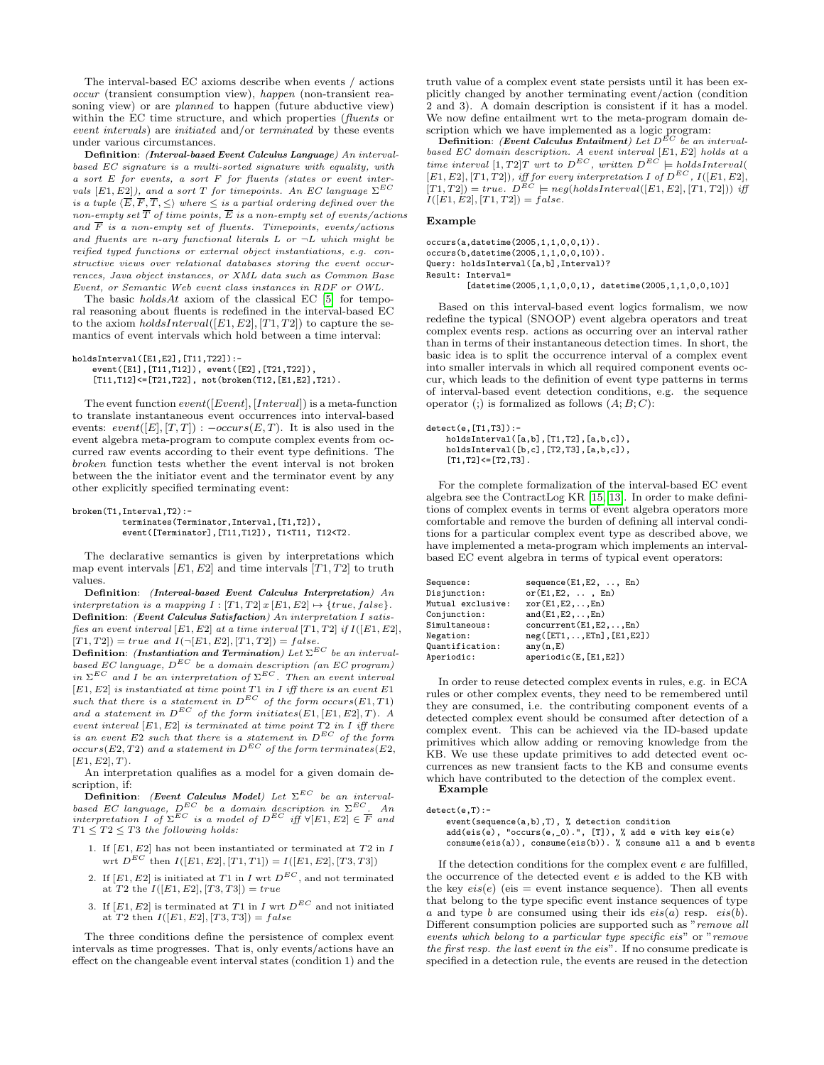The interval-based EC axioms describe when events / actions *occur* (transient consumption view), *happen* (non-transient reasoning view) or are *planned* to happen (future abductive view) within the EC time structure, and which properties (*fluents* or *event intervals*) are *initiated* and/or *terminated* by these events under various circumstances.

**Definition**: ***(Interval-based Event Calculus Language)*** *An interval-based EC signature is a multi-sorted signature with equality, with a sort E for events, a sort F for fluents (states or event intervals $[E1, E2]$), and a sort T for timepoints. An EC language $\Sigma^{EC}$ is a tuple $\langle \overline{E}, \overline{F}, \overline{T}, \leq \rangle$ where $\leq$ is a partial ordering defined over the non-empty set $\overline{T}$ of time points, $\overline{E}$ is a non-empty set of events/actions and $\overline{F}$ is a non-empty set of fluents. Timepoints, events/actions and fluents are n-ary functional literals L or $\neg L$ which might be reified typed functions or external object instantiations, e.g. constructive views over relational databases storing the event occurrences, Java object instances, or XML data such as Common Base Event, or Semantic Web event class instances in RDF or OWL.*

The basic *holdsAt* axiom of the classical EC [5] for temporal reasoning about fluents is redefined in the interval-based EC to the axiom $holdsInterval([E1, E2], [T1, T2])$ to capture the semantics of event intervals which hold between a time interval:

```
holdsInterval([E1,E2],[T11,T22]):-
    event([E1],[T11,T12]), event([E2],[T21,T22]),
    [T11,T12]<=[T21,T22], not(broken(T12,[E1,E2],T21).
```

The event function $event([Event], [Interval])$ is a meta-function to translate instantaneous event occurrences into interval-based events: $event([E], [T, T]) : -occurs(E, T)$. It is also used in the event algebra meta-program to compute complex events from occurred raw events according to their event type definitions. The *broken* function tests whether the event interval is not broken between the the initiator event and the terminator event by any other explicitly specified terminating event:

```
broken(T1,Interval,T2):-
        terminates(Terminator,Interval,[T1,T2]),
        event([Terminator],[T11,T12]), T1<T11, T12<T2.
```

The declarative semantics is given by interpretations which map event intervals $[E1, E2]$ and time intervals $[T1, T2]$ to truth values.

**Definition**: ***(Interval-based Event Calculus Interpretation)*** *An interpretation is a mapping $I : [T1, T2]\, x\, [E1, E2] \mapsto \{true, false\}$.*

**Definition**: ***(Event Calculus Satisfaction)*** *An interpretation I satisfies an event interval $[E1, E2]$ at a time interval $[T1, T2]$ if $I([E1, E2], [T1, T2]) = true$ and $I(\neg[E1, E2], [T1, T2]) = false$.*

**Definition**: ***(Instantiation and Termination)*** *Let $\Sigma^{EC}$ be an interval-based EC language, $D^{EC}$ be a domain description (an EC program) in $\Sigma^{EC}$ and I be an interpretation of $\Sigma^{EC}$. Then an event interval $[E1, E2]$ is instantiated at time point $T1$ in I iff there is an event $E1$ such that there is a statement in $D^{EC}$ of the form $occurs(E1, T1)$ and a statement in $D^{EC}$ of the form $initiates(E1, [E1, E2], T)$. A event interval $[E1, E2]$ is terminated at time point $T2$ in I iff there is an event $E2$ such that there is a statement in $D^{EC}$ of the form $occurs(E2, T2)$ and a statement in $D^{EC}$ of the form $terminates(E2, [E1, E2], T)$.*

An interpretation qualifies as a model for a given domain description, if:

**Definition**: ***(Event Calculus Model)*** *Let $\Sigma^{EC}$ be an interval-based EC language, $D^{EC}$ be a domain description in $\Sigma^{EC}$. An interpretation I of $\Sigma^{EC}$ is a model of $D^{EC}$ iff $\forall [E1, E2] \in \overline{F}$ and $T1 \leq T2 \leq T3$ the following holds:*

1. If $[E1, E2]$ has not been instantiated or terminated at $T2$ in I wrt $D^{EC}$ then $I([E1, E2], [T1, T1]) = I([E1, E2], [T3, T3])$
2. If $[E1, E2]$ is initiated at $T1$ in I wrt $D^{EC}$, and not terminated at $T2$ the $I([E1, E2], [T3, T3]) = true$
3. If $[E1, E2]$ is terminated at $T1$ in I wrt $D^{EC}$ and not initiated at $T2$ then $I([E1, E2], [T3, T3]) = false$

The three conditions define the persistence of complex event intervals as time progresses. That is, only events/actions have an effect on the changeable event interval states (condition 1) and the truth value of a complex event state persists until it has been explicitly changed by another terminating event/action (condition 2 and 3). A domain description is consistent if it has a model. We now define entailment wrt to the meta-program domain description which we have implemented as a logic program:

**Definition**: ***(Event Calculus Entailment)*** *Let $D^{EC}$ be an interval-based EC domain description. A event interval $[E1, E2]$ holds at a time interval $[1, T2]T$ wrt to $D^{EC}$, written $D^{EC} \models holdsInterval([E1, E2], [T1, T2])$, iff for every interpretation I of $D^{EC}$, $I([E1, E2], [T1, T2]) = true$. $D^{EC} \models neg(holdsInterval([E1, E2], [T1, T2]))$ iff $I([E1, E2], [T1, T2]) = false$.*

**Example**

```
occurs(a,datetime(2005,1,1,0,0,1)).
occurs(b,datetime(2005,1,1,0,0,10)).
Query: holdsInterval([a,b],Interval)?
Result: Interval=
        [datetime(2005,1,1,0,0,1), datetime(2005,1,1,0,0,10)]
```

Based on this interval-based event logics formalism, we now redefine the typical (SNOOP) event algebra operators and treat complex events resp. actions as occurring over an interval rather than in terms of their instantaneous detection times. In short, the basic idea is to split the occurrence interval of a complex event into smaller intervals in which all required component events occur, which leads to the definition of event type patterns in terms of interval-based event detection conditions, e.g. the sequence operator (;) is formalized as follows $(A; B; C)$:

```
detect(e,[T1,T3]):-
    holdsInterval([a,b],[T1,T2],[a,b,c]),
    holdsInterval([b,c],[T2,T3],[a,b,c]),
    [T1,T2]<=[T2,T3].
```

For the complete formalization of the interval-based EC event algebra see the ContractLog KR [15, 13]. In order to make definitions of complex events in terms of event algebra operators more comfortable and remove the burden of defining all interval conditions for a particular complex event type as described above, we have implemented a meta-program which implements an interval-based EC event algebra in terms of typical event operators:

```
Sequence:          sequence(E1,E2, .., En)
Disjunction:       or(E1,E2, .. , En)
Mutual exclusive:  xor(E1,E2,..,En)
Conjunction:       and(E1,E2,..,En)
Simultaneous:      concurrent(E1,E2,..,En)
Negation:          neg([ET1,..,ETn],[E1,E2])
Quantification:    any(n,E)
Aperiodic:         aperiodic(E,[E1,E2])
```

In order to reuse detected complex events in rules, e.g. in ECA rules or other complex events, they need to be remembered until they are consumed, i.e. the contributing component events of a detected complex event should be consumed after detection of a complex event. This can be achieved via the ID-based update primitives which allow adding or removing knowledge from the KB. We use these update primitives to add detected event occurrences as new transient facts to the KB and consume events which have contributed to the detection of the complex event.

**Example**

```
detect(e,T):-
    event(sequence(a,b),T), % detection condition
    add(eis(e), "occurs(e,_0).", [T]), % add e with key eis(e)
    consume(eis(a)), consume(eis(b)). % consume all a and b events
```

If the detection conditions for the complex event $e$ are fulfilled, the occurrence of the detected event $e$ is added to the KB with the key $eis(e)$ (eis = event instance sequence). Then all events that belong to the type specific event instance sequences of type $a$ and type $b$ are consumed using their ids $eis(a)$ resp. $eis(b)$. Different consumption policies are supported such as "*remove all events which belong to a particular type specific eis*" or "*remove the first resp. the last event in the eis*". If no consume predicate is specified in a detection rule, the events are reused in the detection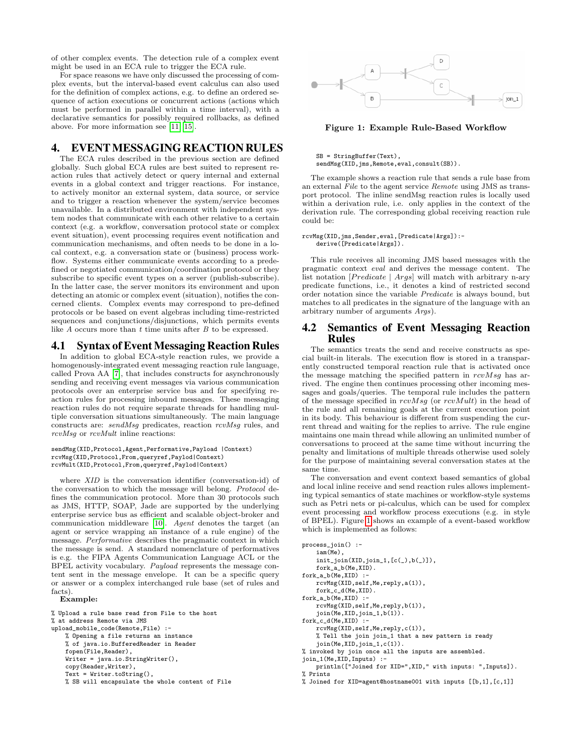of other complex events. The detection rule of a complex event might be used in an ECA rule to trigger the ECA rule.

For space reasons we have only discussed the processing of complex events, but the interval-based event calculus can also used for the definition of complex actions, e.g. to define an ordered sequence of action executions or concurrent actions (actions which must be performed in parallel within a time interval), with a declarative semantics for possibly required rollbacks, as defined above. For more information see [11, 15].

# 4. EVENT MESSAGING REACTION RULES

The ECA rules described in the previous section are defined globally. Such global ECA rules are best suited to represent reaction rules that actively detect or query internal and external events in a global context and trigger reactions. For instance, to actively monitor an external system, data source, or service and to trigger a reaction whenever the system/service becomes unavailable. In a distributed environment with independent system nodes that communicate with each other relative to a certain context (e.g. a workflow, conversation protocol state or complex event situation), event processing requires event notification and communication mechanisms, and often needs to be done in a local context, e.g. a conversation state or (business) process workflow. Systems either communicate events according to a predefined or negotiated communication/coordination protocol or they subscribe to specific event types on a server (publish-subscribe). In the latter case, the server monitors its environment and upon detecting an atomic or complex event (situation), notifies the concerned clients. Complex events may correspond to pre-defined protocols or be based on event algebras including time-restricted sequences and conjunctions/disjunctions, which permits events like $A$ occurs more than $t$ time units after $B$ to be expressed.

## 4.1 Syntax of Event Messaging Reaction Rules

In addition to global ECA-style reaction rules, we provide a homogenously-integrated event messaging reaction rule language, called Prova AA [7], that includes constructs for asynchronously sending and receiving event messages via various communication protocols over an enterprise service bus and for specifying reaction rules for processing inbound messages. These messaging reaction rules do not require separate threads for handling multiple conversation situations simultaneously. The main language constructs are: *sendMsg* predicates, reaction *rcvMsg* rules, and *rcvMsg* or *rcvMult* inline reactions:

```
sendMsg(XID,Protocol,Agent,Performative,Payload |Context)
rcvMsg(XID,Protocol,From,queryref,Paylod|Context)
rcvMult(XID,Protocol,From,queryref,Paylod|Context)
```

where *XID* is the conversation identifier (conversation-id) of the conversation to which the message will belong. *Protocol* defines the communication protocol. More than 30 protocols such as JMS, HTTP, SOAP, Jade are supported by the underlying enterprise service bus as efficient and scalable object-broker and communication middleware [10]. *Agent* denotes the target (an agent or service wrapping an instance of a rule engine) of the message. *Performative* describes the pragmatic context in which the message is send. A standard nomenclature of performatives is e.g. the FIPA Agents Communication Language ACL or the BPEL activity vocabulary. *Payload* represents the message content sent in the message envelope. It can be a specific query or answer or a complex interchanged rule base (set of rules and facts).

**Example:**

```
% Upload a rule base read from File to the host
% at address Remote via JMS
upload_mobile_code(Remote,File) :-
    % Opening a file returns an instance
    % of java.io.BufferedReader in Reader
    fopen(File,Reader),
    Writer = java.io.StringWriter(),
    copy(Reader,Writer),
    Text = Writer.toString(),
    % SB will encapsulate the whole content of File
    SB = StringBuffer(Text),
    sendMsg(XID,jms,Remote,eval,consult(SB)).
```

The example shows a reaction rule that sends a rule base from an external *File* to the agent service *Remote* using JMS as transport protocol. The inline sendMsg reaction rules is locally used within a derivation rule, i.e. only applies in the context of the derivation rule. The corresponding global receiving reaction rule could be:

```
rcvMsg(XID,jms,Sender,eval,[Predicate|Args]):-
    derive([Predicate|Args]).
```

This rule receives all incoming JMS based messages with the pragmatic context *eval* and derives the message content. The list notation $[Predicate \mid Args]$ will match with arbitrary n-ary predicate functions, i.e., it denotes a kind of restricted second order notation since the variable *Predicate* is always bound, but matches to all predicates in the signature of the language with an arbitrary number of arguments *Args*).

## 4.2 Semantics of Event Messaging Reaction Rules

The semantics treats the send and receive constructs as special built-in literals. The execution flow is stored in a transparently constructed temporal reaction rule that is activated once the message matching the specified pattern in $rcvMsg$ has arrived. The engine then continues processing other incoming messages and goals/queries. The temporal rule includes the pattern of the message specified in $rcvMsg$ (or $rcvMult$) in the head of the rule and all remaining goals at the current execution point in its body. This behaviour is different from suspending the current thread and waiting for the replies to arrive. The rule engine maintains one main thread while allowing an unlimited number of conversations to proceed at the same time without incurring the penalty and limitations of multiple threads otherwise used solely for the purpose of maintaining several conversation states at the same time.

The conversation and event context based semantics of global and local inline receive and send reaction rules allows implementing typical semantics of state machines or workflow-style systems such as Petri nets or pi-calculus, which can be used for complex event processing and workflow process executions (e.g. in style of BPEL). Figure 1 shows an example of a event-based workflow which is implemented as follows:

**Figure 1: Example Rule-Based Workflow**

```
process_join() :-
    iam(Me),
    init_join(XID,join_1,[c(_),b(_)]),
    fork_a_b(Me,XID).
fork_a_b(Me,XID) :-
    rcvMsg(XID,self,Me,reply,a(1)),
    fork_c_d(Me,XID).
fork_a_b(Me,XID) :-
    rcvMsg(XID,self,Me,reply,b(1)),
    join(Me,XID,join_1,b(1)).
fork_c_d(Me,XID) :-
    rcvMsg(XID,self,Me,reply,c(1)),
    % Tell the join join_1 that a new pattern is ready
    join(Me,XID,join_1,c(1)).
% invoked by join once all the inputs are assembled.
join_1(Me,XID,Inputs) :-
    println(["Joined for XID=",XID," with inputs: ",Inputs]).
% Prints
% Joined for XID=agent@hostname001 with inputs [[b,1],[c,1]]
```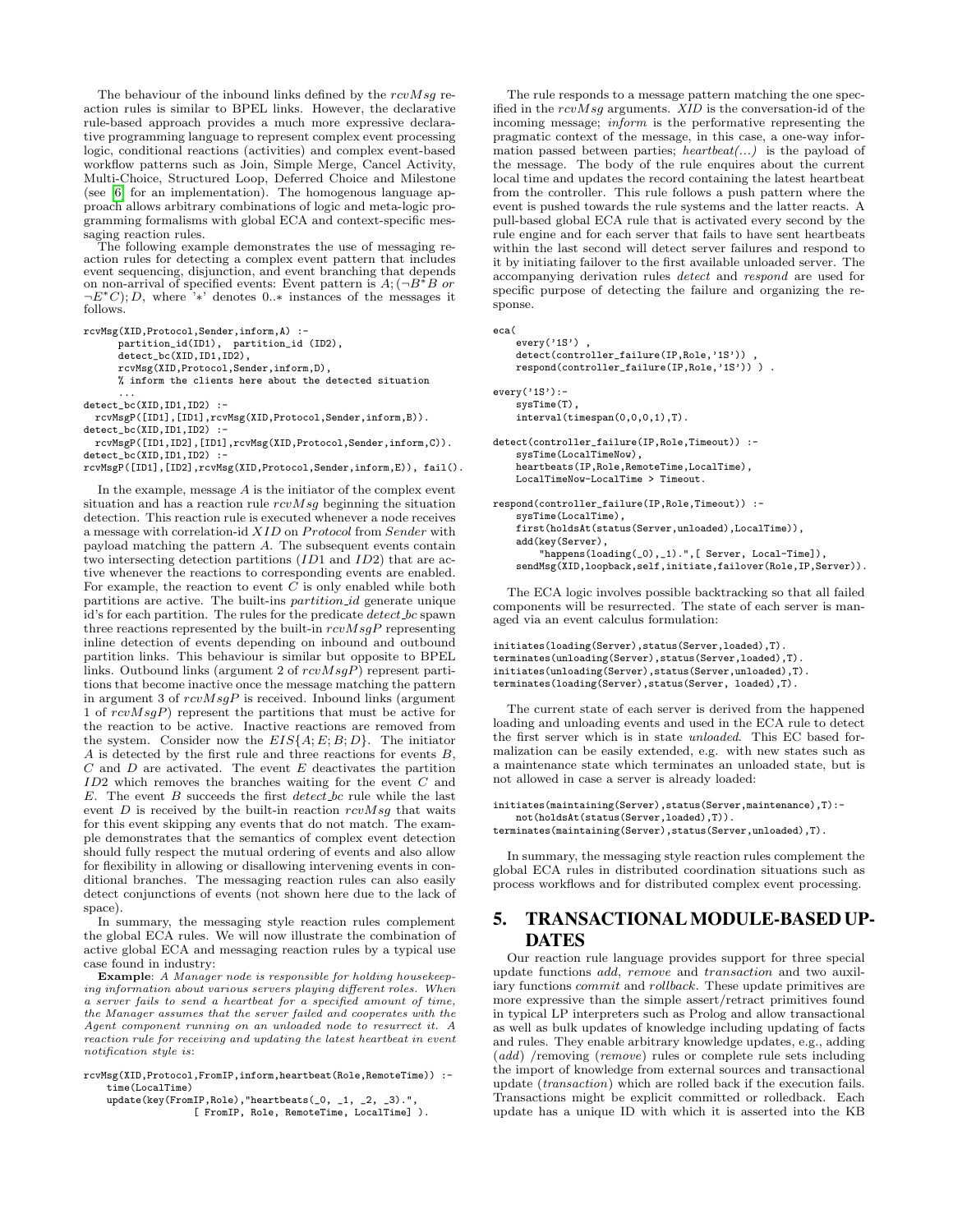The behaviour of the inbound links defined by the *rcvMsg* reaction rules is similar to BPEL links. However, the declarative rule-based approach provides a much more expressive declarative programming language to represent complex event processing logic, conditional reactions (activities) and complex event-based workflow patterns such as Join, Simple Merge, Cancel Activity, Multi-Choice, Structured Loop, Deferred Choice and Milestone (see [6] for an implementation). The homogenous language approach allows arbitrary combinations of logic and meta-logic programming formalisms with global ECA and context-specific messaging reaction rules.

The following example demonstrates the use of messaging reaction rules for detecting a complex event pattern that includes event sequencing, disjunction, and event branching that depends on non-arrival of specified events: Event pattern is $A;(\neg B^{*}B$ *or* $\neg E^{*}C);D$, where '$*$' denotes 0..$*$ instances of the messages it follows.

```
rcvMsg(XID,Protocol,Sender,inform,A) :-
      partition_id(ID1),  partition_id (ID2),
      detect_bc(XID,ID1,ID2),
      rcvMsg(XID,Protocol,Sender,inform,D),
      % inform the clients here about the detected situation
      ...
detect_bc(XID,ID1,ID2) :-
  rcvMsgP([ID1],[ID1],rcvMsg(XID,Protocol,Sender,inform,B)).
detect_bc(XID,ID1,ID2) :-
  rcvMsgP([ID1,ID2],[ID1],rcvMsg(XID,Protocol,Sender,inform,C)).
detect_bc(XID,ID1,ID2) :-
rcvMsgP([ID1],[ID2],rcvMsg(XID,Protocol,Sender,inform,E)), fail().
```

In the example, message $A$ is the initiator of the complex event situation and has a reaction rule *rcvMsg* beginning the situation detection. This reaction rule is executed whenever a node receives a message with correlation-id $XID$ on $Protocol$ from $Sender$ with payload matching the pattern $A$. The subsequent events contain two intersecting detection partitions ($ID1$ and $ID2$) that are active whenever the reactions to corresponding events are enabled. For example, the reaction to event $C$ is only enabled while both partitions are active. The built-ins *partition_id* generate unique id's for each partition. The rules for the predicate *detect_bc* spawn three reactions represented by the built-in *rcvMsgP* representing inline detection of events depending on inbound and outbound partition links. This behaviour is similar but opposite to BPEL links. Outbound links (argument 2 of *rcvMsgP*) represent partitions that become inactive once the message matching the pattern in argument 3 of *rcvMsgP* is received. Inbound links (argument 1 of *rcvMsgP*) represent the partitions that must be active for the reaction to be active. Inactive reactions are removed from the system. Consider now the $EIS\{A;E;B;D\}$. The initiator $A$ is detected by the first rule and three reactions for events $B$, $C$ and $D$ are activated. The event $E$ deactivates the partition $ID2$ which removes the branches waiting for the event $C$ and $E$. The event $B$ succeeds the first *detect_bc* rule while the last event $D$ is received by the built-in reaction *rcvMsg* that waits for this event skipping any events that do not match. The example demonstrates that the semantics of complex event detection should fully respect the mutual ordering of events and also allow for flexibility in allowing or disallowing intervening events in conditional branches. The messaging reaction rules can also easily detect conjunctions of events (not shown here due to the lack of space).

In summary, the messaging style reaction rules complement the global ECA rules. We will now illustrate the combination of active global ECA and messaging reaction rules by a typical use case found in industry:

**Example**: *A Manager node is responsible for holding housekeeping information about various servers playing different roles. When a server fails to send a heartbeat for a specified amount of time, the Manager assumes that the server failed and cooperates with the Agent component running on an unloaded node to resurrect it. A reaction rule for receiving and updating the latest heartbeat in event notification style is*:

```
rcvMsg(XID,Protocol,FromIP,inform,heartbeat(Role,RemoteTime)) :-
    time(LocalTime)
    update(key(FromIP,Role),"heartbeats(_0, _1, _2, _3).",
                  [ FromIP, Role, RemoteTime, LocalTime] ).
```

The rule responds to a message pattern matching the one specified in the *rcvMsg* arguments. *XID* is the conversation-id of the incoming message; *inform* is the performative representing the pragmatic context of the message, in this case, a one-way information passed between parties; *heartbeat(...)* is the payload of the message. The body of the rule enquires about the current local time and updates the record containing the latest heartbeat from the controller. This rule follows a push pattern where the event is pushed towards the rule systems and the latter reacts. A pull-based global ECA rule that is activated every second by the rule engine and for each server that fails to have sent heartbeats within the last second will detect server failures and respond to it by initiating failover to the first available unloaded server. The accompanying derivation rules *detect* and *respond* are used for specific purpose of detecting the failure and organizing the response.

```
eca(
    every('1S') ,
    detect(controller_failure(IP,Role,'1S')) ,
    respond(controller_failure(IP,Role,'1S')) ) .

every('1S'):-
    sysTime(T),
    interval(timespan(0,0,0,1),T).

detect(controller_failure(IP,Role,Timeout)) :-
    sysTime(LocalTimeNow),
    heartbeats(IP,Role,RemoteTime,LocalTime),
    LocalTimeNow-LocalTime > Timeout.

respond(controller_failure(IP,Role,Timeout)) :-
    sysTime(LocalTime),
    first(holdsAt(status(Server,unloaded),LocalTime)),
    add(key(Server),
        "happens(loading(_0),_1).",[ Server, Local-Time]),
    sendMsg(XID,loopback,self,initiate,failover(Role,IP,Server)).
```

The ECA logic involves possible backtracking so that all failed components will be resurrected. The state of each server is managed via an event calculus formulation:

```
initiates(loading(Server),status(Server,loaded),T).
terminates(unloading(Server),status(Server,loaded),T).
initiates(unloading(Server),status(Server,unloaded),T).
terminates(loading(Server),status(Server, loaded),T).
```

The current state of each server is derived from the happened loading and unloading events and used in the ECA rule to detect the first server which is in state *unloaded*. This EC based formalization can be easily extended, e.g. with new states such as a maintenance state which terminates an unloaded state, but is not allowed in case a server is already loaded:

```
initiates(maintaining(Server),status(Server,maintenance),T):-
    not(holdsAt(status(Server,loaded),T)).
terminates(maintaining(Server),status(Server,unloaded),T).
```

In summary, the messaging style reaction rules complement the global ECA rules in distributed coordination situations such as process workflows and for distributed complex event processing.

## 5. TRANSACTIONAL MODULE-BASED UPDATES

Our reaction rule language provides support for three special update functions *add*, *remove* and *transaction* and two auxiliary functions *commit* and *rollback*. These update primitives are more expressive than the simple assert/retract primitives found in typical LP interpreters such as Prolog and allow transactional as well as bulk updates of knowledge including updating of facts and rules. They enable arbitrary knowledge updates, e.g., adding (*add*) /removing (*remove*) rules or complete rule sets including the import of knowledge from external sources and transactional update (*transaction*) which are rolled back if the execution fails. Transactions might be explicit committed or rolledback. Each update has a unique ID with which it is asserted into the KB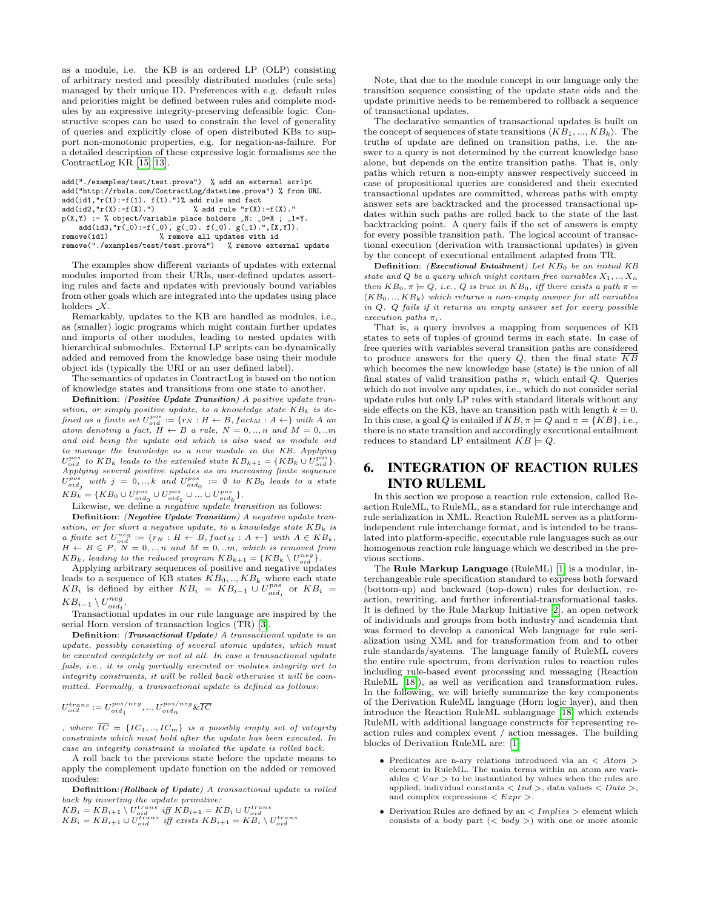as a module, i.e. the KB is an ordered LP (OLP) consisting of arbitrary nested and possibly distributed modules (rule sets) managed by their unique ID. Preferences with e.g. default rules and priorities might be defined between rules and complete modules by an expressive integrity-preserving defeasible logic. Constructive scopes can be used to constrain the level of generality of queries and explicitly close of open distributed KBs to support non-monotonic properties, e.g. for negation-as-failure. For a detailed description of these expressive logic formalisms see the ContractLog KR [15, 13].

```
add("./examples/test/test.prova")  % add an external script
add("http://rbsla.com/ContractLog/datetime.prova") % from URL
add(id1,"r(1):-f(1). f(1).")% add rule and fact
add(id2,"r(X):-f(X).")          % add rule "r(X):-f(X)."
p(X,Y) :- % object/variable place holders _N: _0=X ; _1=Y.
    add(id3,"r(_0):-f(_0), g(_0). f(_0). g(_1).",[X,Y]).
remove(id1)             % remove all updates with id
remove("./examples/test/test.prova")   % remove external update
```

The examples show different variants of updates with external modules imported from their URIs, user-defined updates asserting rules and facts and updates with previously bound variables from other goals which are integrated into the updates using place holders $\_X$.

Remarkably, updates to the KB are handled as modules, i.e., as (smaller) logic programs which might contain further updates and imports of other modules, leading to nested updates with hierarchical submodules. External LP scripts can be dynamically added and removed from the knowledge base using their module object ids (typically the URI or an user defined label).

The semantics of updates in ContractLog is based on the notion of knowledge states and transitions from one state to another.

**Definition**: ***(Positive Update Transition)*** *A positive update transition, or simply positive update, to a knowledge state $KB_k$ is defined as a finite set $U^{pos}_{oid} := \{r_N : H \leftarrow B, fact_M : A \leftarrow\}$ with $A$ an atom denoting a fact, $H \leftarrow B$ a rule, $N = 0,..,n$ and $M = 0,..m$ and oid being the update oid which is also used as module oid to manage the knowledge as a new module in the KB. Applying $U^{pos}_{oid}$ to $KB_k$ leads to the extended state $KB_{k+1} = \{KB_k \cup U^{pos}_{oid}\}$. Applying several positive updates as an increasing finite sequence $U^{pos}_{oid_j}$ with $j = 0,..,k$ and $U^{pos}_{oid_0} := \emptyset$ to $KB_0$ leads to a state $KB_k = \{KB_0 \cup U^{pos}_{oid_0} \cup U^{pos}_{oid_1} \cup ... \cup U^{pos}_{oid_k}\}$.*

Likewise, we define a *negative update transition* as follows:

**Definition**: ***(Negative Update Transition)*** *A negative update transition, or for short a negative update, to a knowledge state $KB_k$ is a finite set $U^{neg}_{oid} := \{r_N : H \leftarrow B, fact_M : A \leftarrow\}$ with $A \in KB_k$, $H \leftarrow B \in P$, $N = 0,..,n$ and $M = 0,..m$, which is removed from $KB_k$, leading to the reduced program $KB_{k+1} = \{KB_k \setminus U^{neg}_{oid}\}$.*

Applying arbitrary sequences of positive and negative updates leads to a sequence of KB states $KB_0,..,KB_k$ where each state $KB_i$ is defined by either $KB_i = KB_{i-1} \cup U^{pos}_{oid_i}$ or $KB_i = KB_{i-1} \setminus U^{neg}_{oid_i}$.

Transactional updates in our rule language are inspired by the serial Horn version of transaction logics (TR) [3].

**Definition**: ***(Transactional Update)*** *A transactional update is an update, possibly consisting of several atomic updates, which must be executed completely or not at all. In case a transactional update fails, i.e., it is only partially executed or violates integrity wrt to integrity constraints, it will be rolled back otherwise it will be committed. Formally, a transactional update is defined as follows:*

$$U^{trans}_{oid} := U^{pos/neg}_{oid_1}, .., U^{pos/neg}_{oid_n} \& \overline{IC}$$

*, where $\overline{IC} = \{IC_1, .., IC_m\}$ is a possibly empty set of integrity constraints which must hold after the update has been executed. In case an integrity constraint is violated the update is rolled back.*

A roll back to the previous state before the update means to apply the complement update function on the added or removed modules:

**Definition**:***(Rollback of Update)*** *A transactional update is rolled back by inverting the update primitive:*
$KB_i = KB_{i+1} \setminus U^{trans}_{oid}$ *iff* $KB_{i+1} = KB_i \cup U^{trans}_{oid}$
$KB_i = KB_{i+1} \cup U^{trans}_{oid}$ *iff exists* $KB_{i+1} = KB_i \setminus U^{trans}_{oid}$

Note, that due to the module concept in our language only the transition sequence consisting of the update state oids and the update primitive needs to be remembered to rollback a sequence of transactional updates.

The declarative semantics of transactional updates is built on the concept of sequences of state transitions $\langle KB_1, ..., KB_k\rangle$. The truths of update are defined on transition paths, i.e. the answer to a query is not determined by the current knowledge base alone, but depends on the entire transition paths. That is, only paths which return a non-empty answer respectively succeed in case of propositional queries are considered and their executed transactional updates are committed, whereas paths with empty answer sets are backtracked and the processed transactional updates within such paths are rolled back to the state of the last backtracking point. A query fails if the set of answers is empty for every possible transition path. The logical account of transactional execution (derivation with transactional updates) is given by the concept of executional entailment adapted from TR.

**Definition**: ***(Executional Entailment)*** *Let $KB_0$ be an initial KB state and $Q$ be a query which might contain free variables $X_1, .., X_n$ then $KB_0, \pi \models Q$, i.e., $Q$ is true in $KB_0$, iff there exists a path $\pi = \langle KB_0, .., KB_k\rangle$ which returns a non-empty answer for all variables in $Q$. $Q$ fails if it returns an empty answer set for every possible execution paths $\pi_i$.*

That is, a query involves a mapping from sequences of KB states to sets of tuples of ground terms in each state. In case of free queries with variables several transition paths are considered to produce answers for the query $Q$, then the final state $\overline{KB}$ which becomes the new knowledge base (state) is the union of all final states of valid transition paths $\pi_i$ which entail $Q$. Queries which do not involve any updates, i.e., which do not consider serial update rules but only LP rules with standard literals without any side effects on the KB, have an transition path with length $k = 0$. In this case, a goal $Q$ is entailed if $KB, \pi \models Q$ and $\pi = \{KB\}$, i.e., there is no state transition and accordingly executional entailment reduces to standard LP entailment $KB \models Q$.

# 6. INTEGRATION OF REACTION RULES INTO RULEML

In this section we propose a reaction rule extension, called Reaction RuleML, to RuleML, as a standard for rule interchange and rule serialization in XML. Reaction RuleML serves as a platform-independent rule interchange format, and is intended to be translated into platform-specific, executable rule languages such as our homogenous reaction rule language which we described in the previous sections.

The **Rule Markup Language** (RuleML) [1] is a modular, interchangeable rule specification standard to express both forward (bottom-up) and backward (top-down) rules for deduction, reaction, rewriting, and further inferential-transformational tasks. It is defined by the Rule Markup Initiative [2], an open network of individuals and groups from both industry and academia that was formed to develop a canonical Web language for rule serialization using XML and for transformation from and to other rule standards/systems. The language family of RuleML covers the entire rule spectrum, from derivation rules to reaction rules including rule-based event processing and messaging (Reaction RuleML [18]), as well as verification and transformation rules. In the following, we will briefly summarize the key components of the Derivation RuleML language (Horn logic layer), and then introduce the Reaction RuleML sublanguage [18] which extends RuleML with additional language constructs for representing reaction rules and complex event / action messages. The building blocks of Derivation RuleML are: [1]

- Predicates are n-ary relations introduced via an $< Atom >$ element in RuleML. The main terms within an atom are variables $< Var >$ to be instantiated by values when the rules are applied, individual constants $< Ind >$, data values $< Data >$, and complex expressions $< Expr >$.
- Derivation Rules are defined by an $< Implies >$ element which consists of a body part ($< body >$) with one or more atomic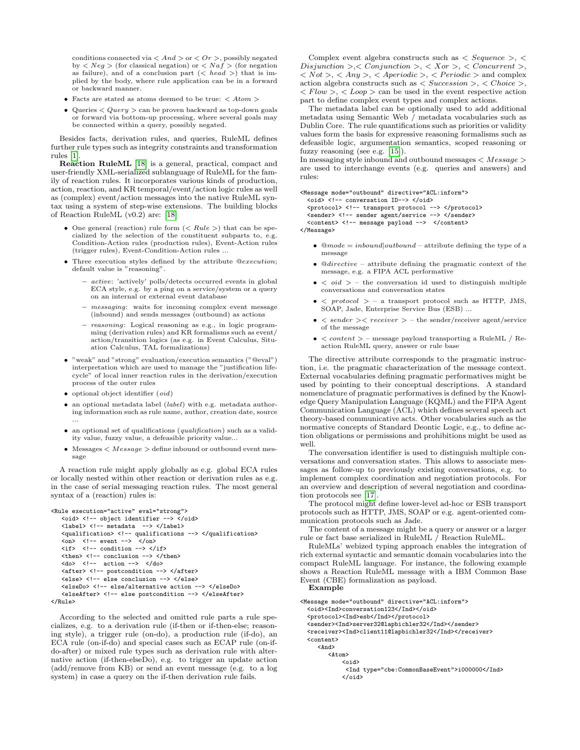conditions connected via $< And >$ or $< Or >$, possibly negated by $< Neg >$ (for classical negation) or $< Naf >$ (for negation as failure), and of a conclusion part ($< head >$) that is implied by the body, where rule application can be in a forward or backward manner.

- Facts are stated as atoms deemed to be true: $< Atom >$
- Queries $< Query >$ can be proven backward as top-down goals or forward via bottom-up processing, where several goals may be connected within a query, possibly negated.

Besides facts, derivation rules, and queries, RuleML defines further rule types such as integrity constraints and transformation rules [1].

**Reaction RuleML** [18] is a general, practical, compact and user-friendly XML-serialized sublanguage of RuleML for the family of reaction rules. It incorporates various kinds of production, action, reaction, and KR temporal/event/action logic rules as well as (complex) event/action messages into the native RuleML syntax using a system of step-wise extensions. The building blocks of Reaction RuleML (v0.2) are: [18]

- One general (reaction) rule form ($< Rule >$) that can be specialized by the selection of the constituent subparts to, e.g. Condition-Action rules (production rules), Event-Action rules (trigger rules), Event-Condition-Action rules ...
- Three execution styles defined by the attribute *@execution*; default value is "reasoning".
  - *active*: 'actively' polls/detects occurred events in global ECA style, e.g. by a ping on a service/system or a query on an internal or external event database
  - *messaging*: waits for incoming complex event message (inbound) and sends messages (outbound) as actions
  - *reasoning*: Logical reasoning as e.g., in logic programming (derivation rules) and KR formalisms such as event/action/transition logics (as e.g. in Event Calculus, Situation Calculus, TAL formalizations)
- "weak" and "strong" evaluation/execution semantics ("@eval") interpretation which are used to manage the "justification lifecycle" of local inner reaction rules in the derivation/execution process of the outer rules
- optional object identifier (*oid*)
- an optional metadata label (*label*) with e.g. metadata authoring information such as rule name, author, creation date, source ...
- an optional set of qualifications (*qualification*) such as a validity value, fuzzy value, a defeasible priority value...
- Messages $< Message >$ define inbound or outbound event message

A reaction rule might apply globally as e.g. global ECA rules or locally nested within other reaction or derivation rules as e.g. in the case of serial messaging reaction rules. The most general syntax of a (reaction) rules is:

```
<Rule execution="active" eval="strong">
   <oid> <!-- object identifier --> </oid>
   <label> <!-- metadata  --> </label>
   <qualification> <!-- qualifications --> </qualification>
   <on>  <!-- event -->  </on>
   <if>  <!-- condition --> </if>
   <then> <!-- conclusion --> </then>
   <do>  <!--  action -->  </do>
   <after> <!-- postcondition --> </after>
   <else> <!-- else conclusion --> </else>
   <elseDo> <!-- else/alternative action --> </elseDo>
   <elseAfter> <!-- else postcondition --> </elseAfter>
</Rule>
```

According to the selected and omitted rule parts a rule specializes, e.g. to a derivation rule (if-then or if-then-else; reasoning style), a trigger rule (on-do), a production rule (if-do), an ECA rule (on-if-do) and special cases such as ECAP rule (on-if-do-after) or mixed rule types such as derivation rule with alternative action (if-then-elseDo), e.g. to trigger an update action (add/remove from KB) or send an event message (e.g. to a log system) in case a query on the if-then derivation rule fails.

Complex event algebra constructs such as $< Sequence >$, $< Disjunction >$, $< Conjunction >$, $< Xor >$, $< Concurrent >$, $< Not >$, $< Any >$, $< Aperiodic >$, $< Periodic >$ and complex action algebra constructs such as $< Succession >$, $< Choice >$, $< Flow >$, $< Loop >$ can be used in the event respective action part to define complex event types and complex actions.

The metadata label can be optionally used to add additional metadata using Semantic Web / metadata vocabularies such as Dublin Core. The rule quantifications such as priorities or validity values form the basis for expressive reasoning formalisms such as defeasible logic, argumentation semantics, scoped reasoning or fuzzy reasoning (see e.g. [15]).

In messaging style inbound and outbound messages $< Message >$ are used to interchange events (e.g. queries and answers) and rules:

```
<Message mode="outbound" directive="ACL:inform">
  <oid> <!-- conversation ID--> </oid>
  <protocol> <!-- transport protocol --> </protocol>
  <sender> <!-- sender agent/service --> </sender>
  <content> <!-- message payload -->  </content>
</Message>
```

- *@mode* = *inbound|outbound* – attribute defining the type of a message
- *@directive* – attribute defining the pragmatic context of the message, e.g. a FIPA ACL performative
- $< oid >$ – the conversation id used to distinguish multiple conversations and conversation states
- $< protocol >$ – a transport protocol such as HTTP, JMS, SOAP, Jade, Enterprise Service Bus (ESB) ...
- $< sender >< receiver >$ – the sender/receiver agent/service of the message
- $< content >$ – message payload transporting a RuleML / Reaction RuleML query, answer or rule base

The directive attribute corresponds to the pragmatic instruction, i.e. the pragmatic characterization of the message context. External vocabularies defining pragmatic performatives might be used by pointing to their conceptual descriptions. A standard nomenclature of pragmatic performatives is defined by the Knowledge Query Manipulation Language (KQML) and the FIPA Agent Communication Language (ACL) which defines several speech act theory-based communicative acts. Other vocabularies such as the normative concepts of Standard Deontic Logic, e.g., to define action obligations or permissions and prohibitions might be used as well.

The conversation identifier is used to distinguish multiple conversations and conversation states. This allows to associate messages as follow-up to previously existing conversations, e.g. to implement complex coordination and negotiation protocols. For an overview and description of several negotiation and coordination protocols see [17].

The protocol might define lower-level ad-hoc or ESB transport protocols such as HTTP, JMS, SOAP or e.g. agent-oriented communication protocols such as Jade.

The content of a message might be a query or answer or a larger rule or fact base serialized in RuleML / Reaction RuleML.

RuleMLs' webized typing approach enables the integration of rich external syntactic and semantic domain vocabularies into the compact RuleML language. For instance, the following example shows a Reaction RuleML message with a IBM Common Base Event (CBE) formalization as payload.

**Example**

```
<Message mode="outbound" directive="ACL:inform">
  <oid><Ind>conversation123</Ind></oid>
  <protocol><Ind>esb</Ind></protocol>
  <sender><Ind>server32@lapbichler32</Ind></sender>
  <receiver><Ind>client11@lapbichler32</Ind></receiver>
  <content>
     <And>
        <Atom>
           <oid>
            <Ind type="cbe:CommonBaseEvent">i000000</Ind>
           </oid>
```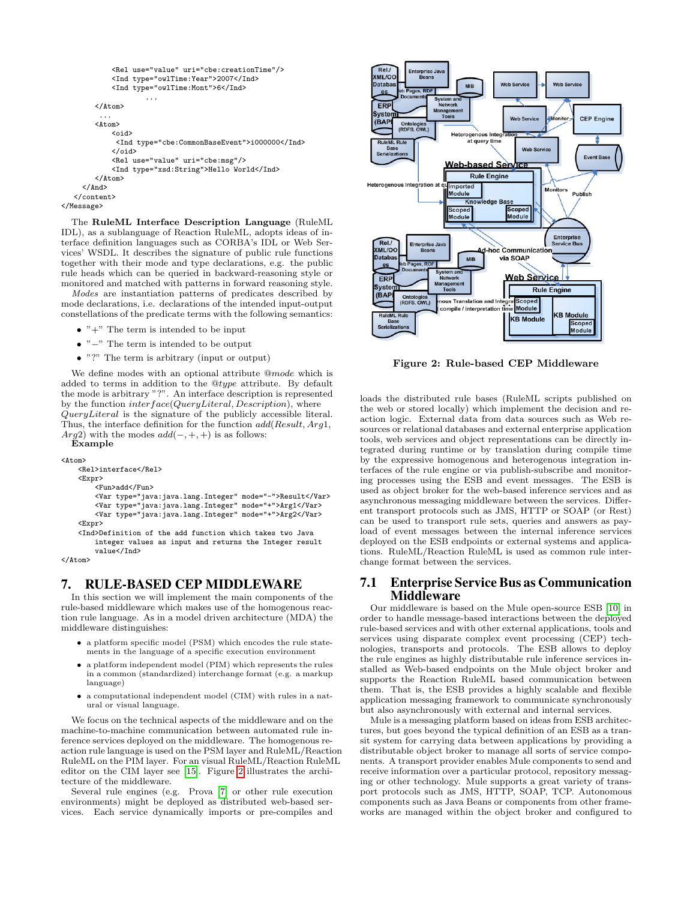```
            <Rel use="value" uri="cbe:creationTime"/>
            <Ind type="owlTime:Year">2007</Ind>
            <Ind type="owlTime:Mont">6</Ind>
                    ...
        </Atom>
         ...
        <Atom>
            <oid>
             <Ind type="cbe:CommonBaseEvent">i000000</Ind>
            </oid>
            <Rel use="value" uri="cbe:msg"/>
            <Ind type="xsd:String">Hello World</Ind>
        </Atom>
    </And>
  </content>
</Message>
```

The **RuleML Interface Description Language** (RuleML IDL), as a sublanguage of Reaction RuleML, adopts ideas of interface definition languages such as CORBA's IDL or Web Services' WSDL. It describes the signature of public rule functions together with their mode and type declarations, e.g. the public rule heads which can be queried in backward-reasoning style or monitored and matched with patterns in forward reasoning style.

*Modes* are instantiation patterns of predicates described by mode declarations, i.e. declarations of the intended input-output constellations of the predicate terms with the following semantics:

- "+" The term is intended to be input
- "−" The term is intended to be output
- "?" The term is arbitrary (input or output)

We define modes with an optional attribute *@mode* which is added to terms in addition to the *@type* attribute. By default the mode is arbitrary "?". An interface description is represented by the function $interface(QueryLiteral, Description)$, where $QueryLiteral$ is the signature of the publicly accessible literal. Thus, the interface definition for the function $add(Result, Arg1, Arg2)$ with the modes $add(-,+,+)$ is as follows:

**Example**

```
<Atom>
    <Rel>interface</Rel>
    <Expr>
        <Fun>add</Fun>
        <Var type="java:java.lang.Integer" mode="-">Result</Var>
        <Var type="java:java.lang.Integer" mode="+">Arg1</Var>
        <Var type="java:java.lang.Integer" mode="+">Arg2</Var>
    <Expr>
    <Ind>Definition of the add function which takes two Java
        integer values as input and returns the Integer result
        value</Ind>
</Atom>
```

# 7. RULE-BASED CEP MIDDLEWARE

In this section we will implement the main components of the rule-based middleware which makes use of the homogenous reaction rule language. As in a model driven architecture (MDA) the middleware distinguishes:

- a platform specific model (PSM) which encodes the rule statements in the language of a specific execution environment
- a platform independent model (PIM) which represents the rules in a common (standardized) interchange format (e.g. a markup language)
- a computational independent model (CIM) with rules in a natural or visual language.

We focus on the technical aspects of the middleware and on the machine-to-machine communication between automated rule inference services deployed on the middleware. The homogenous reaction rule language is used on the PSM layer and RuleML/Reaction RuleML on the PIM layer. For an visual RuleML/Reaction RuleML editor on the CIM layer see [15]. Figure 2 illustrates the architecture of the middleware.

Several rule engines (e.g. Prova [7] or other rule execution environments) might be deployed as distributed web-based services. Each service dynamically imports or pre-compiles and loads the distributed rule bases (RuleML scripts published on the web or stored locally) which implement the decision and reaction logic. External data from data sources such as Web resources or relational databases and external enterprise application tools, web services and object representations can be directly integrated during runtime or by translation during compile time by the expressive homogenous and heterogenous integration interfaces of the rule engine or via publish-subscribe and monitoring processes using the ESB and event messages. The ESB is used as object broker for the web-based inference services and as asynchronous messaging middleware between the services. Different transport protocols such as JMS, HTTP or SOAP (or Rest) can be used to transport rule sets, queries and answers as payload of event messages between the internal inference services deployed on the ESB endpoints or external systems and applications. RuleML/Reaction RuleML is used as common rule interchange format between the services.

**Figure 2: Rule-based CEP Middleware**

## 7.1 Enterprise Service Bus as Communication Middleware

Our middleware is based on the Mule open-source ESB [10] in order to handle message-based interactions between the deployed rule-based services and with other external applications, tools and services using disparate complex event processing (CEP) technologies, transports and protocols. The ESB allows to deploy the rule engines as highly distributable rule inference services installed as Web-based endpoints on the Mule object broker and supports the Reaction RuleML based communication between them. That is, the ESB provides a highly scalable and flexible application messaging framework to communicate synchronously but also asynchronously with external and internal services.

Mule is a messaging platform based on ideas from ESB architectures, but goes beyond the typical definition of an ESB as a transit system for carrying data between applications by providing a distributable object broker to manage all sorts of service components. A transport provider enables Mule components to send and receive information over a particular protocol, repository messaging or other technology. Mule supports a great variety of transport protocols such as JMS, HTTP, SOAP, TCP. Autonomous components such as Java Beans or components from other frameworks are managed within the object broker and configured to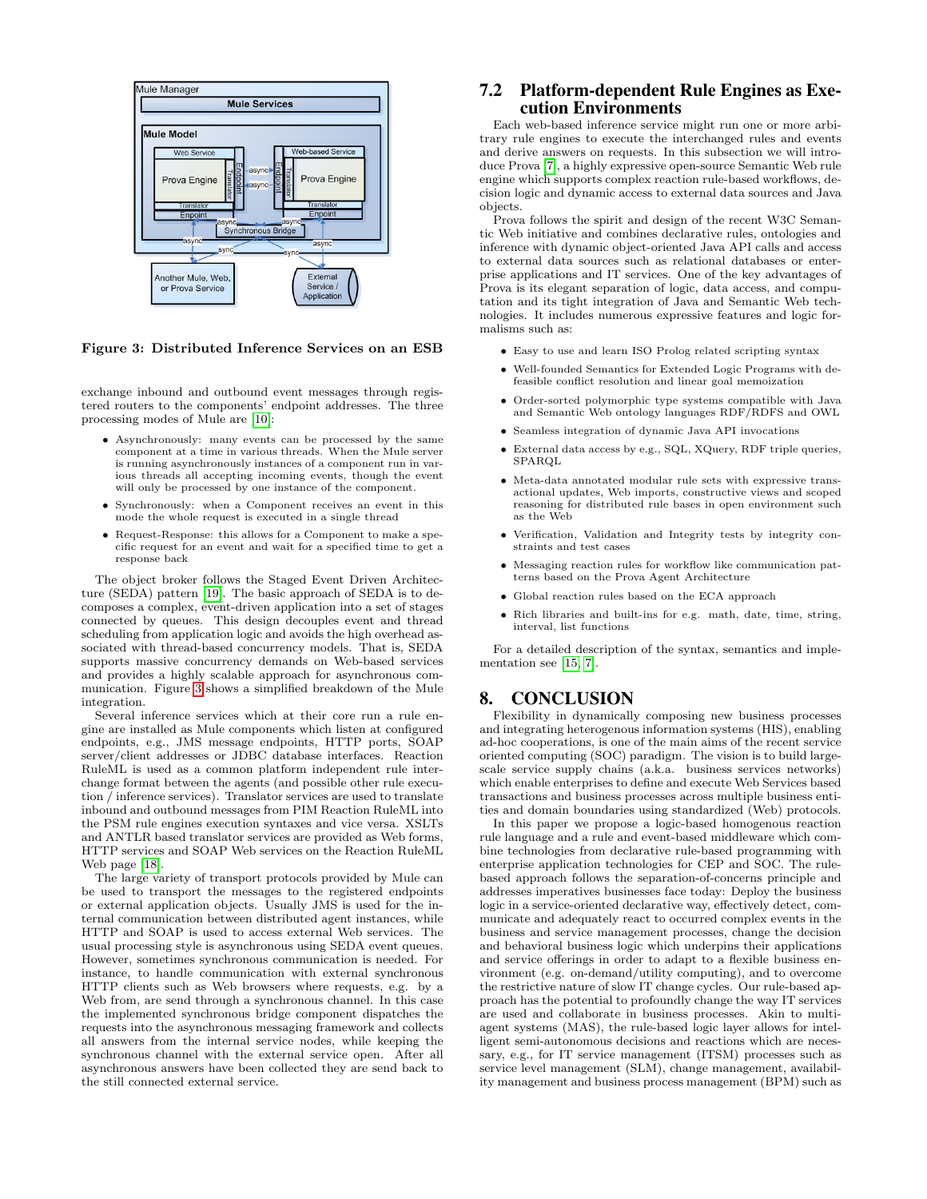Figure 3: Distributed Inference Services on an ESB

exchange inbound and outbound event messages through registered routers to the components' endpoint addresses. The three processing modes of Mule are [10]:

- Asynchronously: many events can be processed by the same component at a time in various threads. When the Mule server is running asynchronously instances of a component run in various threads all accepting incoming events, though the event will only be processed by one instance of the component.
- Synchronously: when a Component receives an event in this mode the whole request is executed in a single thread
- Request-Response: this allows for a Component to make a specific request for an event and wait for a specified time to get a response back

The object broker follows the Staged Event Driven Architecture (SEDA) pattern [19]. The basic approach of SEDA is to decomposes a complex, event-driven application into a set of stages connected by queues. This design decouples event and thread scheduling from application logic and avoids the high overhead associated with thread-based concurrency models. That is, SEDA supports massive concurrency demands on Web-based services and provides a highly scalable approach for asynchronous communication. Figure 3 shows a simplified breakdown of the Mule integration.

Several inference services which at their core run a rule engine are installed as Mule components which listen at configured endpoints, e.g., JMS message endpoints, HTTP ports, SOAP server/client addresses or JDBC database interfaces. Reaction RuleML is used as a common platform independent rule interchange format between the agents (and possible other rule execution / inference services). Translator services are used to translate inbound and outbound messages from PIM Reaction RuleML into the PSM rule engines execution syntaxes and vice versa. XSLTs and ANTLR based translator services are provided as Web forms, HTTP services and SOAP Web services on the Reaction RuleML Web page [18].

The large variety of transport protocols provided by Mule can be used to transport the messages to the registered endpoints or external application objects. Usually JMS is used for the internal communication between distributed agent instances, while HTTP and SOAP is used to access external Web services. The usual processing style is asynchronous using SEDA event queues. However, sometimes synchronous communication is needed. For instance, to handle communication with external synchronous HTTP clients such as Web browsers where requests, e.g. by a Web from, are send through a synchronous channel. In this case the implemented synchronous bridge component dispatches the requests into the asynchronous messaging framework and collects all answers from the internal service nodes, while keeping the synchronous channel with the external service open. After all asynchronous answers have been collected they are send back to the still connected external service.

## 7.2 Platform-dependent Rule Engines as Execution Environments

Each web-based inference service might run one or more arbitrary rule engines to execute the interchanged rules and events and derive answers on requests. In this subsection we will introduce Prova [7], a highly expressive open-source Semantic Web rule engine which supports complex reaction rule-based workflows, decision logic and dynamic access to external data sources and Java objects.

Prova follows the spirit and design of the recent W3C Semantic Web initiative and combines declarative rules, ontologies and inference with dynamic object-oriented Java API calls and access to external data sources such as relational databases or enterprise applications and IT services. One of the key advantages of Prova is its elegant separation of logic, data access, and computation and its tight integration of Java and Semantic Web technologies. It includes numerous expressive features and logic formalisms such as:

- Easy to use and learn ISO Prolog related scripting syntax
- Well-founded Semantics for Extended Logic Programs with defeasible conflict resolution and linear goal memoization
- Order-sorted polymorphic type systems compatible with Java and Semantic Web ontology languages RDF/RDFS and OWL
- Seamless integration of dynamic Java API invocations
- External data access by e.g., SQL, XQuery, RDF triple queries, SPARQL
- Meta-data annotated modular rule sets with expressive transactional updates, Web imports, constructive views and scoped reasoning for distributed rule bases in open environment such as the Web
- Verification, Validation and Integrity tests by integrity constraints and test cases
- Messaging reaction rules for workflow like communication patterns based on the Prova Agent Architecture
- Global reaction rules based on the ECA approach
- Rich libraries and built-ins for e.g. math, date, time, string, interval, list functions

For a detailed description of the syntax, semantics and implementation see [15, 7].

# 8. CONCLUSION

Flexibility in dynamically composing new business processes and integrating heterogenous information systems (HIS), enabling ad-hoc cooperations, is one of the main aims of the recent service oriented computing (SOC) paradigm. The vision is to build large-scale service supply chains (a.k.a. business services networks) which enable enterprises to define and execute Web Services based transactions and business processes across multiple business entities and domain boundaries using standardized (Web) protocols.

In this paper we propose a logic-based homogenous reaction rule language and a rule and event-based middleware which combine technologies from declarative rule-based programming with enterprise application technologies for CEP and SOC. The rule-based approach follows the separation-of-concerns principle and addresses imperatives businesses face today: Deploy the business logic in a service-oriented declarative way, effectively detect, communicate and adequately react to occurred complex events in the business and service management processes, change the decision and behavioral business logic which underpins their applications and service offerings in order to adapt to a flexible business environment (e.g. on-demand/utility computing), and to overcome the restrictive nature of slow IT change cycles. Our rule-based approach has the potential to profoundly change the way IT services are used and collaborate in business processes. Akin to multi-agent systems (MAS), the rule-based logic layer allows for intelligent semi-autonomous decisions and reactions which are necessary, e.g., for IT service management (ITSM) processes such as service level management (SLM), change management, availability management and business process management (BPM) such as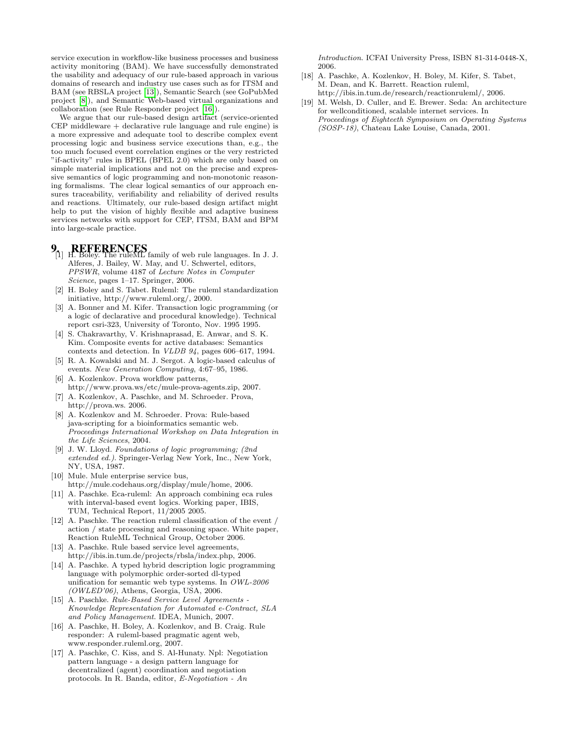service execution in workflow-like business processes and business activity monitoring (BAM). We have successfully demonstrated the usability and adequacy of our rule-based approach in various domains of research and industry use cases such as for ITSM and BAM (see RBSLA project [13]), Semantic Search (see GoPubMed project [8]), and Semantic Web-based virtual organizations and collaboration (see Rule Responder project [16]).

We argue that our rule-based design artifact (service-oriented CEP middleware + declarative rule language and rule engine) is a more expressive and adequate tool to describe complex event processing logic and business service executions than, e.g., the too much focused event correlation engines or the very restricted "if-activity" rules in BPEL (BPEL 2.0) which are only based on simple material implications and not on the precise and expressive semantics of logic programming and non-monotonic reasoning formalisms. The clear logical semantics of our approach ensures traceability, verifiability and reliability of derived results and reactions. Ultimately, our rule-based design artifact might help to put the vision of highly flexible and adaptive business services networks with support for CEP, ITSM, BAM and BPM into large-scale practice.

## 9. REFERENCES

[1] H. Boley. The ruleML family of web rule languages. In J. J. Alferes, J. Bailey, W. May, and U. Schwertel, editors, *PPSWR*, volume 4187 of *Lecture Notes in Computer Science*, pages 1–17. Springer, 2006.

[2] H. Boley and S. Tabet. Ruleml: The ruleml standardization initiative, http://www.ruleml.org/, 2000.

[3] A. Bonner and M. Kifer. Transaction logic programming (or a logic of declarative and procedural knowledge). Technical report csri-323, University of Toronto, Nov. 1995 1995.

[4] S. Chakravarthy, V. Krishnaprasad, E. Anwar, and S. K. Kim. Composite events for active databases: Semantics contexts and detection. In *VLDB 94*, pages 606–617, 1994.

[5] R. A. Kowalski and M. J. Sergot. A logic-based calculus of events. *New Generation Computing*, 4:67–95, 1986.

[6] A. Kozlenkov. Prova workflow patterns, http://www.prova.ws/etc/mule-prova-agents.zip, 2007.

[7] A. Kozlenkov, A. Paschke, and M. Schroeder. Prova, http://prova.ws. 2006.

[8] A. Kozlenkov and M. Schroeder. Prova: Rule-based java-scripting for a bioinformatics semantic web. *Proceedings International Workshop on Data Integration in the Life Sciences*, 2004.

[9] J. W. Lloyd. *Foundations of logic programming; (2nd extended ed.)*. Springer-Verlag New York, Inc., New York, NY, USA, 1987.

[10] Mule. Mule enterprise service bus, http://mule.codehaus.org/display/mule/home, 2006.

[11] A. Paschke. Eca-ruleml: An approach combining eca rules with interval-based event logics. Working paper, IBIS, TUM, Technical Report, 11/2005 2005.

[12] A. Paschke. The reaction ruleml classification of the event / action / state processing and reasoning space. White paper, Reaction RuleML Technical Group, October 2006.

[13] A. Paschke. Rule based service level agreements, http://ibis.in.tum.de/projects/rbsla/index.php, 2006.

[14] A. Paschke. A typed hybrid description logic programming language with polymorphic order-sorted dl-typed unification for semantic web type systems. In *OWL-2006 (OWLED'06)*, Athens, Georgia, USA, 2006.

[15] A. Paschke. *Rule-Based Service Level Agreements - Knowledge Representation for Automated e-Contract, SLA and Policy Management*. IDEA, Munich, 2007.

[16] A. Paschke, H. Boley, A. Kozlenkov, and B. Craig. Rule responder: A ruleml-based pragmatic agent web, www.responder.ruleml.org, 2007.

[17] A. Paschke, C. Kiss, and S. Al-Hunaty. Npl: Negotiation pattern language - a design pattern language for decentralized (agent) coordination and negotiation protocols. In R. Banda, editor, *E-Negotiation - An Introduction*. ICFAI University Press, ISBN 81-314-0448-X, 2006.

[18] A. Paschke, A. Kozlenkov, H. Boley, M. Kifer, S. Tabet, M. Dean, and K. Barrett. Reaction ruleml, http://ibis.in.tum.de/research/reactionruleml/, 2006.

[19] M. Welsh, D. Culler, and E. Brewer. Seda: An architecture for wellconditioned, scalable internet services. In *Proceedings of Eighteeth Symposium on Operating Systems (SOSP-18)*, Chateau Lake Louise, Canada, 2001.